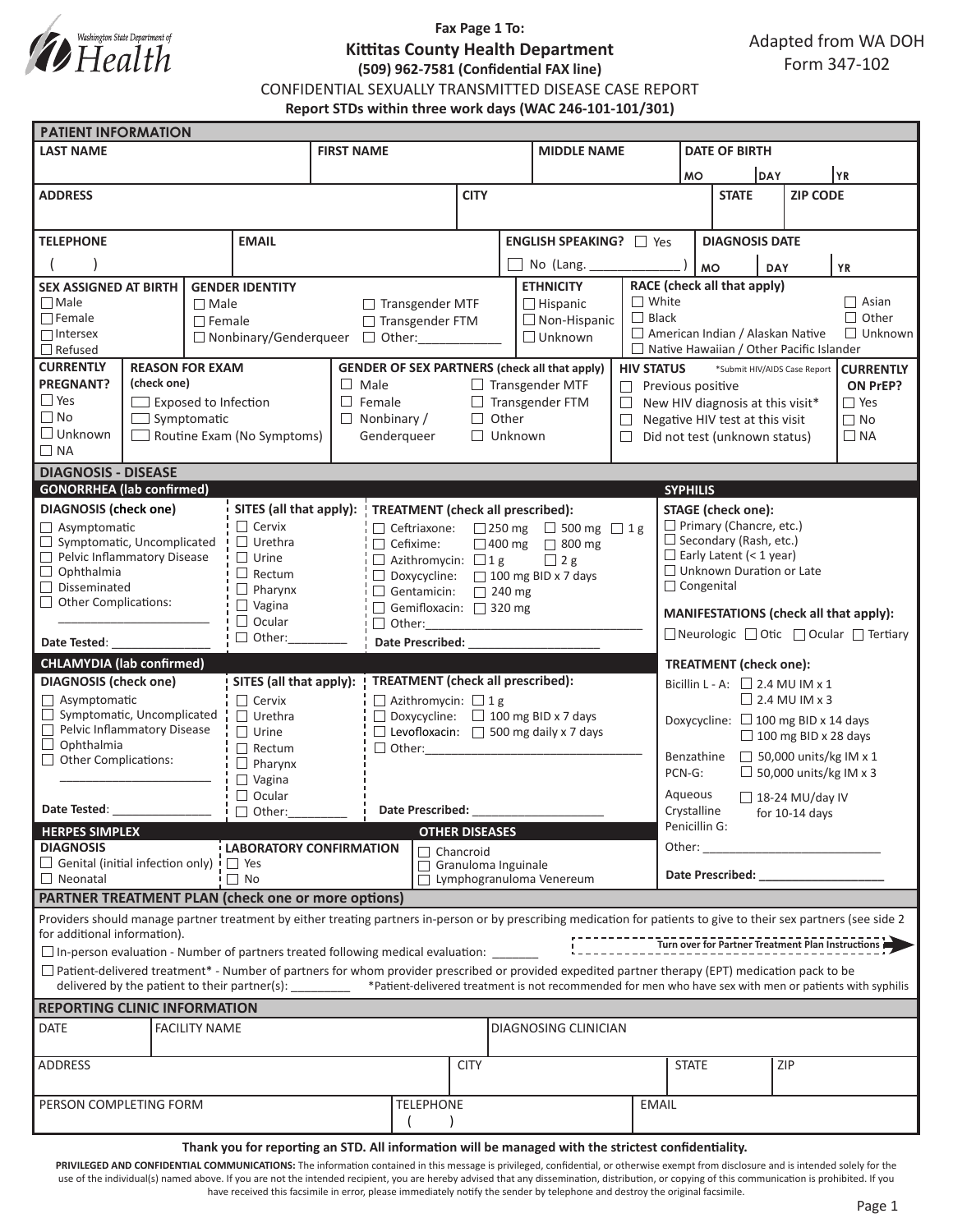Washington State Department of Health

**Fax Page 1 To:**

# Kittitas County Health Department

**(509) 962-7581 (Confidential FAX line)**

Adapted from WA DOH Form 347-102

CONFIDENTIAL SEXUALLY TRANSMITTED DISEASE CASE REPORT

**Report STDs within three work days (WAC 246-101-101/301)**

## PATIENT INFORMATION

| LAST NAME | FIRST NAME | MIDDLE NAME | DATE OF BIRTH MO DAY YR |
|---|---|---|---|
| | | | |

| ADDRESS | CITY | STATE | ZIP CODE |
|---|---|---|---|
| | | | |

| TELEPHONE | EMAIL | ENGLISH SPEAKING? | DIAGNOSIS DATE |
|---|---|---|---|
| ( ) | | ☐ Yes ☐ No (Lang. ____________ ) | MO DAY YR |

**SEX ASSIGNED AT BIRTH**
- ☐ Male
- ☐ Female
- ☐ Intersex
- ☐ Refused

**GENDER IDENTITY**
- ☐ Male
- ☐ Female
- ☐ Nonbinary/Genderqueer
- ☐ Transgender MTF
- ☐ Transgender FTM
- ☐ Other:___________

**ETHNICITY**
- ☐ Hispanic
- ☐ Non-Hispanic
- ☐ Unknown

**RACE (check all that apply)**
- ☐ White
- ☐ Black
- ☐ American Indian / Alaskan Native
- ☐ Native Hawaiian / Other Pacific Islander
- ☐ Asian
- ☐ Other
- ☐ Unknown

**CURRENTLY PREGNANT?**
- ☐ Yes
- ☐ No
- ☐ Unknown
- ☐ NA

**REASON FOR EXAM (check one)**
- ☐ Exposed to Infection
- ☐ Symptomatic
- ☐ Routine Exam (No Symptoms)

**GENDER OF SEX PARTNERS (check all that apply)**
- ☐ Male
- ☐ Female
- ☐ Nonbinary / Genderqueer
- ☐ Transgender MTF
- ☐ Transgender FTM
- ☐ Other
- ☐ Unknown

**HIV STATUS** *Submit HIV/AIDS Case Report
- ☐ Previous positive
- ☐ New HIV diagnosis at this visit*
- ☐ Negative HIV test at this visit
- ☐ Did not test (unknown status)

**CURRENTLY ON PrEP?**
- ☐ Yes
- ☐ No
- ☐ NA

## DIAGNOSIS - DISEASE

### GONORRHEA (lab confirmed)

**DIAGNOSIS (check one)**
- ☐ Asymptomatic
- ☐ Symptomatic, Uncomplicated
- ☐ Pelvic Inflammatory Disease
- ☐ Ophthalmia
- ☐ Disseminated
- ☐ Other Complications: ______________________

Date Tested: _______________

**SITES (all that apply):**
- ☐ Cervix
- ☐ Urethra
- ☐ Urine
- ☐ Rectum
- ☐ Pharynx
- ☐ Vagina
- ☐ Ocular
- ☐ Other:_________

**TREATMENT (check all prescribed):**
- ☐ Ceftriaxone: ☐ 250 mg ☐ 500 mg ☐ 1 g
- ☐ Cefixime: ☐ 400 mg ☐ 800 mg
- ☐ Azithromycin: ☐ 1 g ☐ 2 g
- ☐ Doxycycline: ☐ 100 mg BID x 7 days
- ☐ Gentamicin: ☐ 240 mg
- ☐ Gemifloxacin: ☐ 320 mg
- ☐ Other:_________________________________

Date Prescribed: ___________________

### CHLAMYDIA (lab confirmed)

**DIAGNOSIS (check one)**
- ☐ Asymptomatic
- ☐ Symptomatic, Uncomplicated
- ☐ Pelvic Inflammatory Disease
- ☐ Ophthalmia
- ☐ Other Complications: ______________________

Date Tested: _______________

**SITES (all that apply):**
- ☐ Cervix
- ☐ Urethra
- ☐ Urine
- ☐ Rectum
- ☐ Pharynx
- ☐ Vagina
- ☐ Ocular
- ☐ Other:_________

**TREATMENT (check all prescribed):**
- ☐ Azithromycin: ☐ 1 g
- ☐ Doxycycline: ☐ 100 mg BID x 7 days
- ☐ Levofloxacin: ☐ 500 mg daily x 7 days
- ☐ Other:_________________________________

Date Prescribed: ___________________

### SYPHILIS

**STAGE (check one):**
- ☐ Primary (Chancre, etc.)
- ☐ Secondary (Rash, etc.)
- ☐ Early Latent (< 1 year)
- ☐ Unknown Duration or Late
- ☐ Congenital

**MANIFESTATIONS (check all that apply):**
☐ Neurologic ☐ Otic ☐ Ocular ☐ Tertiary

**TREATMENT (check one):**
- Bicillin L - A: ☐ 2.4 MU IM x 1 ☐ 2.4 MU IM x 3
- Doxycycline: ☐ 100 mg BID x 14 days ☐ 100 mg BID x 28 days
- Benzathine PCN-G: ☐ 50,000 units/kg IM x 1 ☐ 50,000 units/kg IM x 3
- Aqueous Crystalline Penicillin G: ☐ 18-24 MU/day IV for 10-14 days
- Other: ___________________________

Date Prescribed: ___________________

### HERPES SIMPLEX

**DIAGNOSIS**
- ☐ Genital (initial infection only)
- ☐ Neonatal

**LABORATORY CONFIRMATION**
- ☐ Yes
- ☐ No

### OTHER DISEASES
- ☐ Chancroid
- ☐ Granuloma Inguinale
- ☐ Lymphogranuloma Venereum

## PARTNER TREATMENT PLAN (check one or more options)

Providers should manage partner treatment by either treating partners in-person or by prescribing medication for patients to give to their sex partners (see side 2 for additional information).

**Turn over for Partner Treatment Plan Instructions**

☐ In-person evaluation - Number of partners treated following medical evaluation: _______

☐ Patient-delivered treatment* - Number of partners for whom provider prescribed or provided expedited partner therapy (EPT) medication pack to be delivered by the patient to their partner(s): ________ *Patient-delivered treatment is not recommended for men who have sex with men or patients with syphilis

## REPORTING CLINIC INFORMATION

| DATE | FACILITY NAME | DIAGNOSING CLINICIAN |
|---|---|---|
| | | |

| ADDRESS | CITY | STATE | ZIP |
|---|---|---|---|
| | | | |

| PERSON COMPLETING FORM | TELEPHONE | EMAIL |
|---|---|---|
| | ( ) | |

**Thank you for reporting an STD. All information will be managed with the strictest confidentiality.**

**PRIVILEGED AND CONFIDENTIAL COMMUNICATIONS:** The information contained in this message is privileged, confidential, or otherwise exempt from disclosure and is intended solely for the use of the individual(s) named above. If you are not the intended recipient, you are hereby advised that any dissemination, distribution, or copying of this communication is prohibited. If you have received this facsimile in error, please immediately notify the sender by telephone and destroy the original facsimile.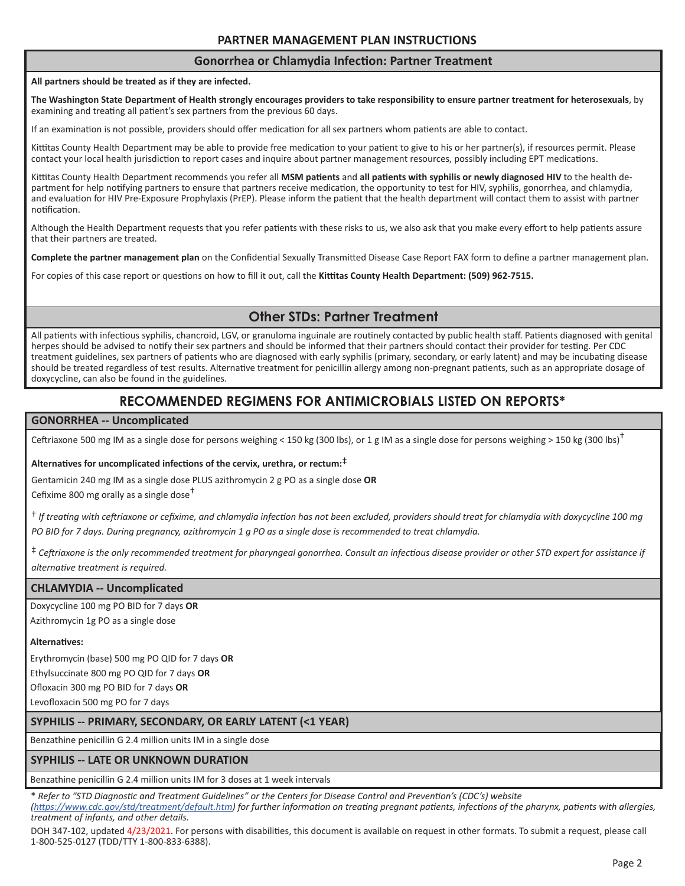# PARTNER MANAGEMENT PLAN INSTRUCTIONS

## Gonorrhea or Chlamydia Infection: Partner Treatment

**All partners should be treated as if they are infected.**

**The Washington State Department of Health strongly encourages providers to take responsibility to ensure partner treatment for heterosexuals**, by examining and treating all patient's sex partners from the previous 60 days.

If an examination is not possible, providers should offer medication for all sex partners whom patients are able to contact.

Kittitas County Health Department may be able to provide free medication to your patient to give to his or her partner(s), if resources permit. Please contact your local health jurisdiction to report cases and inquire about partner management resources, possibly including EPT medications.

Kittitas County Health Department recommends you refer all **MSM patients** and **all patients with syphilis or newly diagnosed HIV** to the health department for help notifying partners to ensure that partners receive medication, the opportunity to test for HIV, syphilis, gonorrhea, and chlamydia, and evaluation for HIV Pre-Exposure Prophylaxis (PrEP). Please inform the patient that the health department will contact them to assist with partner notification.

Although the Health Department requests that you refer patients with these risks to us, we also ask that you make every effort to help patients assure that their partners are treated.

**Complete the partner management plan** on the Confidential Sexually Transmitted Disease Case Report FAX form to define a partner management plan.

For copies of this case report or questions on how to fill it out, call the **Kittitas County Health Department: (509) 962-7515.**

## Other STDs: Partner Treatment

All patients with infectious syphilis, chancroid, LGV, or granuloma inguinale are routinely contacted by public health staff. Patients diagnosed with genital herpes should be advised to notify their sex partners and should be informed that their partners should contact their provider for testing. Per CDC treatment guidelines, sex partners of patients who are diagnosed with early syphilis (primary, secondary, or early latent) and may be incubating disease should be treated regardless of test results. Alternative treatment for penicillin allergy among non-pregnant patients, such as an appropriate dosage of doxycycline, can also be found in the guidelines.

# RECOMMENDED REGIMENS FOR ANTIMICROBIALS LISTED ON REPORTS*

### GONORRHEA -- Uncomplicated

Ceftriaxone 500 mg IM as a single dose for persons weighing < 150 kg (300 lbs), or 1 g IM as a single dose for persons weighing > 150 kg (300 lbs)†

**Alternatives for uncomplicated infections of the cervix, urethra, or rectum:‡**

Gentamicin 240 mg IM as a single dose PLUS azithromycin 2 g PO as a single dose **OR**
Cefixime 800 mg orally as a single dose†

† *If treating with ceftriaxone or cefixime, and chlamydia infection has not been excluded, providers should treat for chlamydia with doxycycline 100 mg PO BID for 7 days. During pregnancy, azithromycin 1 g PO as a single dose is recommended to treat chlamydia.*

‡ *Ceftriaxone is the only recommended treatment for pharyngeal gonorrhea. Consult an infectious disease provider or other STD expert for assistance if alternative treatment is required.*

### CHLAMYDIA -- Uncomplicated

Doxycycline 100 mg PO BID for 7 days **OR**
Azithromycin 1g PO as a single dose

**Alternatives:**

Erythromycin (base) 500 mg PO QID for 7 days **OR**
Ethylsuccinate 800 mg PO QID for 7 days **OR**
Ofloxacin 300 mg PO BID for 7 days **OR**
Levofloxacin 500 mg PO for 7 days

### SYPHILIS -- PRIMARY, SECONDARY, OR EARLY LATENT (<1 YEAR)

Benzathine penicillin G 2.4 million units IM in a single dose

### SYPHILIS -- LATE OR UNKNOWN DURATION

Benzathine penicillin G 2.4 million units IM for 3 doses at 1 week intervals

\* *Refer to "STD Diagnostic and Treatment Guidelines" or the Centers for Disease Control and Prevention's (CDC's) website ([https://www.cdc.gov/std/treatment/default.htm](https://www.cdc.gov/std/treatment/default.htm)) for further information on treating pregnant patients, infections of the pharynx, patients with allergies, treatment of infants, and other details.*

DOH 347-102, updated 4/23/2021. For persons with disabilities, this document is available on request in other formats. To submit a request, please call 1-800-525-0127 (TDD/TTY 1-800-833-6388).